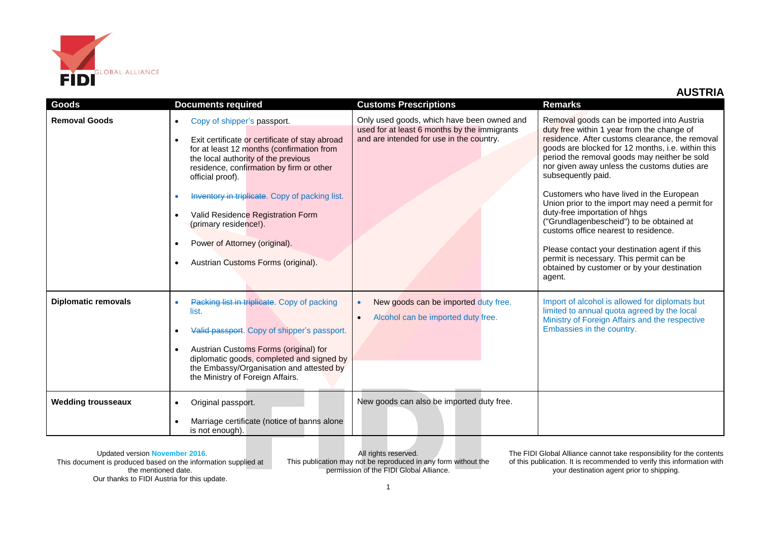FIDI GLOBAL ALLIANCE

## AUSTRIA

| Goods | Documents required | Customs Prescriptions | Remarks |
|---|---|---|---|
| **Removal Goods** | • Copy of shipper's passport.<br>• Exit certificate or certificate of stay abroad for at least 12 months (confirmation from the local authority of the previous residence, confirmation by firm or other official proof).<br>• ~~Inventory in triplicate~~. Copy of packing list.<br>• Valid Residence Registration Form (primary residence!).<br>• Power of Attorney (original).<br>• Austrian Customs Forms (original). | Only used goods, which have been owned and used for at least 6 months by the immigrants and are intended for use in the country. | Removal goods can be imported into Austria duty free within 1 year from the change of residence. After customs clearance, the removal goods are blocked for 12 months, i.e. within this period the removal goods may neither be sold nor given away unless the customs duties are subsequently paid.<br><br>Customers who have lived in the European Union prior to the import may need a permit for duty-free importation of hhgs ("Grundlagenbescheid") to be obtained at customs office nearest to residence.<br><br>Please contact your destination agent if this permit is necessary. This permit can be obtained by customer or by your destination agent. |
| **Diplomatic removals** | • ~~Packing list in triplicate~~. Copy of packing list.<br>• ~~Valid passport~~. Copy of shipper's passport.<br>• Austrian Customs Forms (original) for diplomatic goods, completed and signed by the Embassy/Organisation and attested by the Ministry of Foreign Affairs. | • New goods can be imported duty free.<br>• Alcohol can be imported duty free. | Import of alcohol is allowed for diplomats but limited to annual quota agreed by the local Ministry of Foreign Affairs and the respective Embassies in the country. |
| **Wedding trousseaux** | • Original passport.<br>• Marriage certificate (notice of banns alone is not enough). | New goods can also be imported duty free. | |

Updated version November 2016.
This document is produced based on the information supplied at the mentioned date.
Our thanks to FIDI Austria for this update.

All rights reserved.
This publication may not be reproduced in any form without the permission of the FIDI Global Alliance.

The FIDI Global Alliance cannot take responsibility for the contents of this publication. It is recommended to verify this information with your destination agent prior to shipping.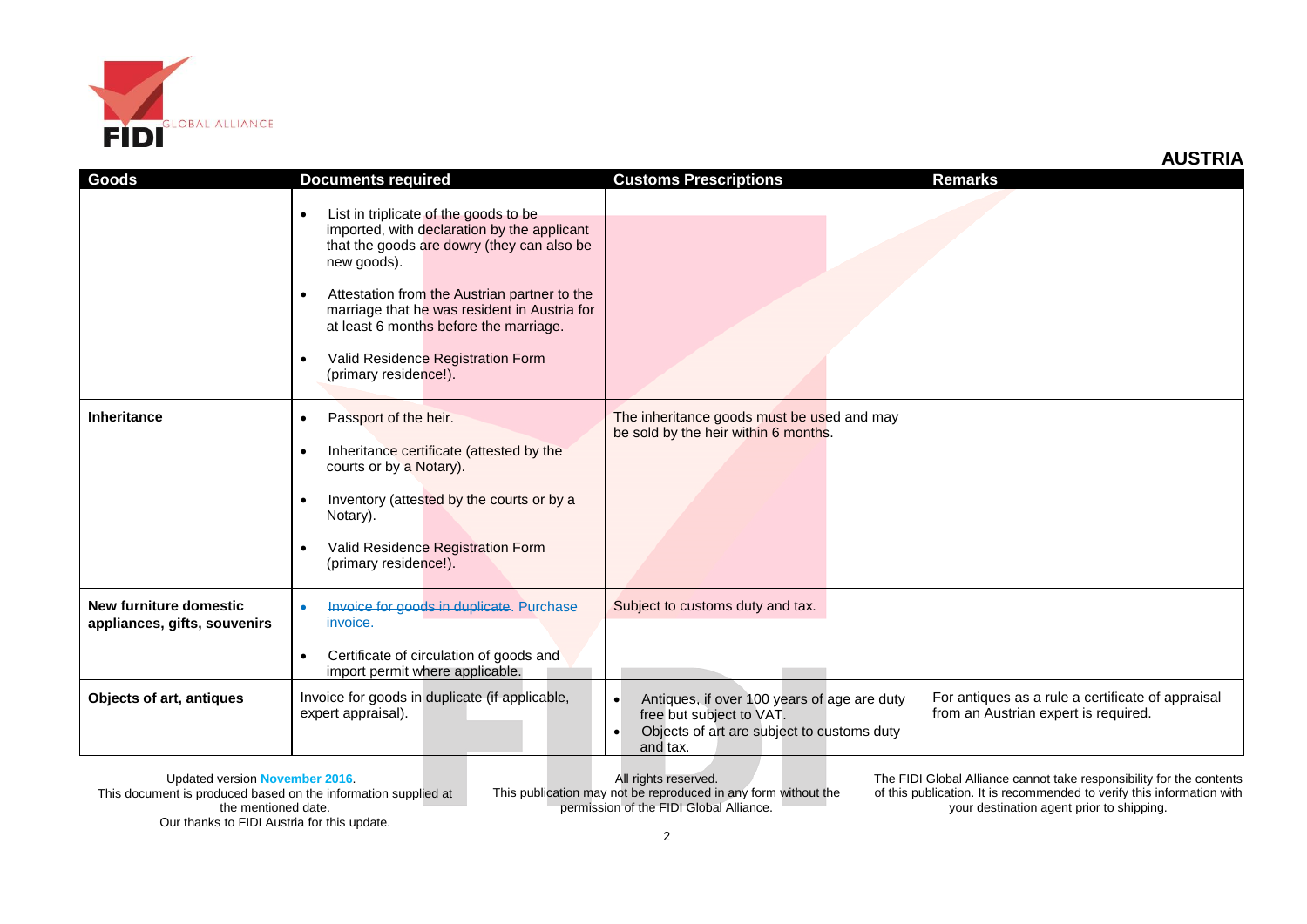## AUSTRIA

| Goods | Documents required | Customs Prescriptions | Remarks |
|---|---|---|---|
| | • List in triplicate of the goods to be imported, with declaration by the applicant that the goods are dowry (they can also be new goods).<br>• Attestation from the Austrian partner to the marriage that he was resident in Austria for at least 6 months before the marriage.<br>• Valid Residence Registration Form (primary residence!). | | |
| **Inheritance** | • Passport of the heir.<br>• Inheritance certificate (attested by the courts or by a Notary).<br>• Inventory (attested by the courts or by a Notary).<br>• Valid Residence Registration Form (primary residence!). | The inheritance goods must be used and may be sold by the heir within 6 months. | |
| **New furniture domestic appliances, gifts, souvenirs** | • ~~Invoice for goods in duplicate~~. Purchase invoice.<br>• Certificate of circulation of goods and import permit where applicable. | Subject to customs duty and tax. | |
| **Objects of art, antiques** | Invoice for goods in duplicate (if applicable, expert appraisal). | • Antiques, if over 100 years of age are duty free but subject to VAT.<br>• Objects of art are subject to customs duty and tax. | For antiques as a rule a certificate of appraisal from an Austrian expert is required. |

Updated version November 2016.
This document is produced based on the information supplied at the mentioned date.
Our thanks to FIDI Austria for this update.

All rights reserved.
This publication may not be reproduced in any form without the permission of the FIDI Global Alliance.

The FIDI Global Alliance cannot take responsibility for the contents of this publication. It is recommended to verify this information with your destination agent prior to shipping.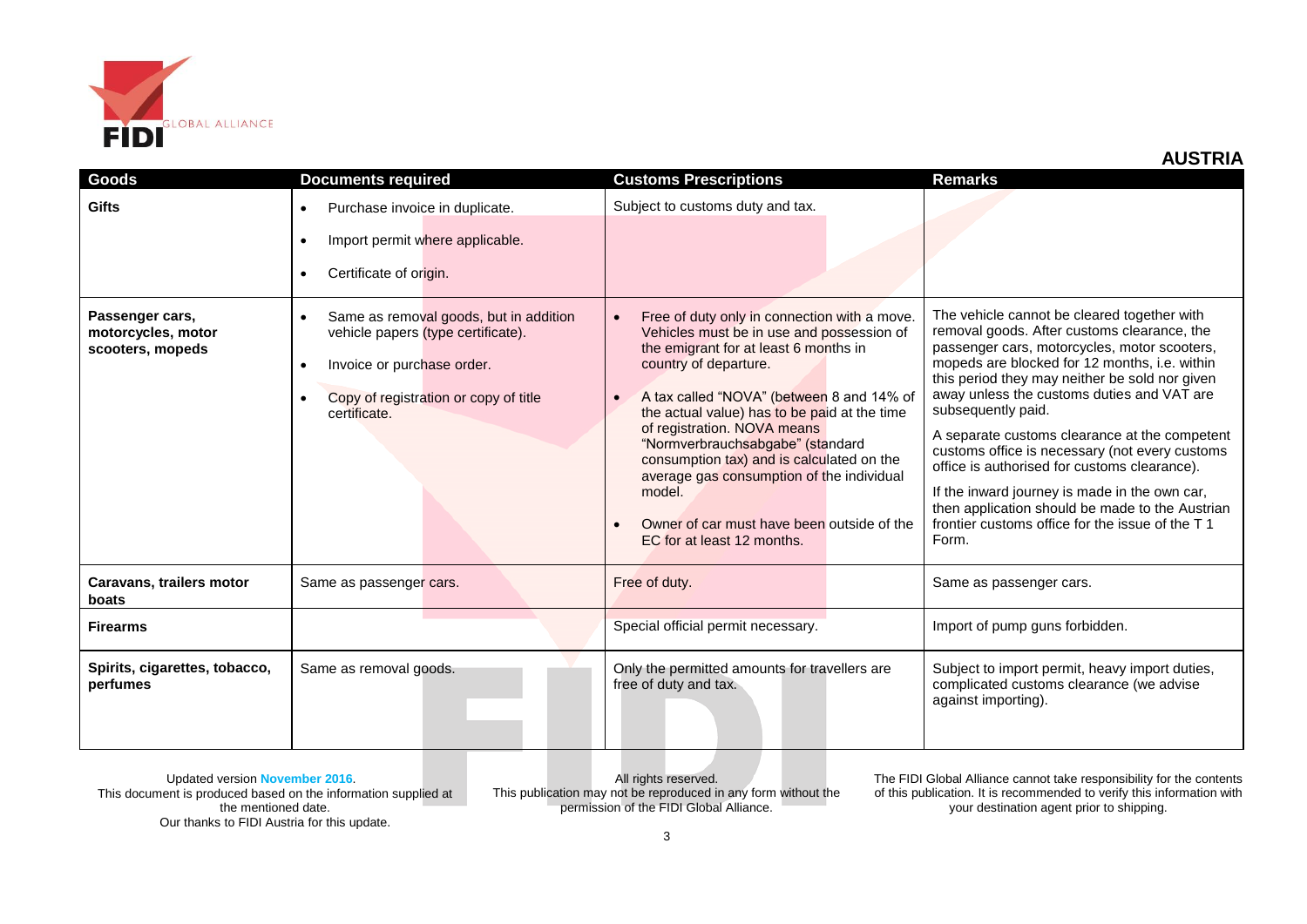## AUSTRIA

| Goods | Documents required | Customs Prescriptions | Remarks |
|---|---|---|---|
| **Gifts** | • Purchase invoice in duplicate.<br>• Import permit where applicable.<br>• Certificate of origin. | Subject to customs duty and tax. | |
| **Passenger cars, motorcycles, motor scooters, mopeds** | • Same as removal goods, but in addition vehicle papers (type certificate).<br>• Invoice or purchase order.<br>• Copy of registration or copy of title certificate. | • Free of duty only in connection with a move. Vehicles must be in use and possession of the emigrant for at least 6 months in country of departure.<br>• A tax called "NOVA" (between 8 and 14% of the actual value) has to be paid at the time of registration. NOVA means "Normverbrauchsabgabe" (standard consumption tax) and is calculated on the average gas consumption of the individual model.<br>• Owner of car must have been outside of the EC for at least 12 months. | The vehicle cannot be cleared together with removal goods. After customs clearance, the passenger cars, motorcycles, motor scooters, mopeds are blocked for 12 months, i.e. within this period they may neither be sold nor given away unless the customs duties and VAT are subsequently paid.<br>A separate customs clearance at the competent customs office is necessary (not every customs office is authorised for customs clearance).<br>If the inward journey is made in the own car, then application should be made to the Austrian frontier customs office for the issue of the T 1 Form. |
| **Caravans, trailers motor boats** | Same as passenger cars. | Free of duty. | Same as passenger cars. |
| **Firearms** | | Special official permit necessary. | Import of pump guns forbidden. |
| **Spirits, cigarettes, tobacco, perfumes** | Same as removal goods. | Only the permitted amounts for travellers are free of duty and tax. | Subject to import permit, heavy import duties, complicated customs clearance (we advise against importing). |

Updated version **November 2016**.
This document is produced based on the information supplied at the mentioned date.
Our thanks to FIDI Austria for this update.

All rights reserved.
This publication may not be reproduced in any form without the permission of the FIDI Global Alliance.

The FIDI Global Alliance cannot take responsibility for the contents of this publication. It is recommended to verify this information with your destination agent prior to shipping.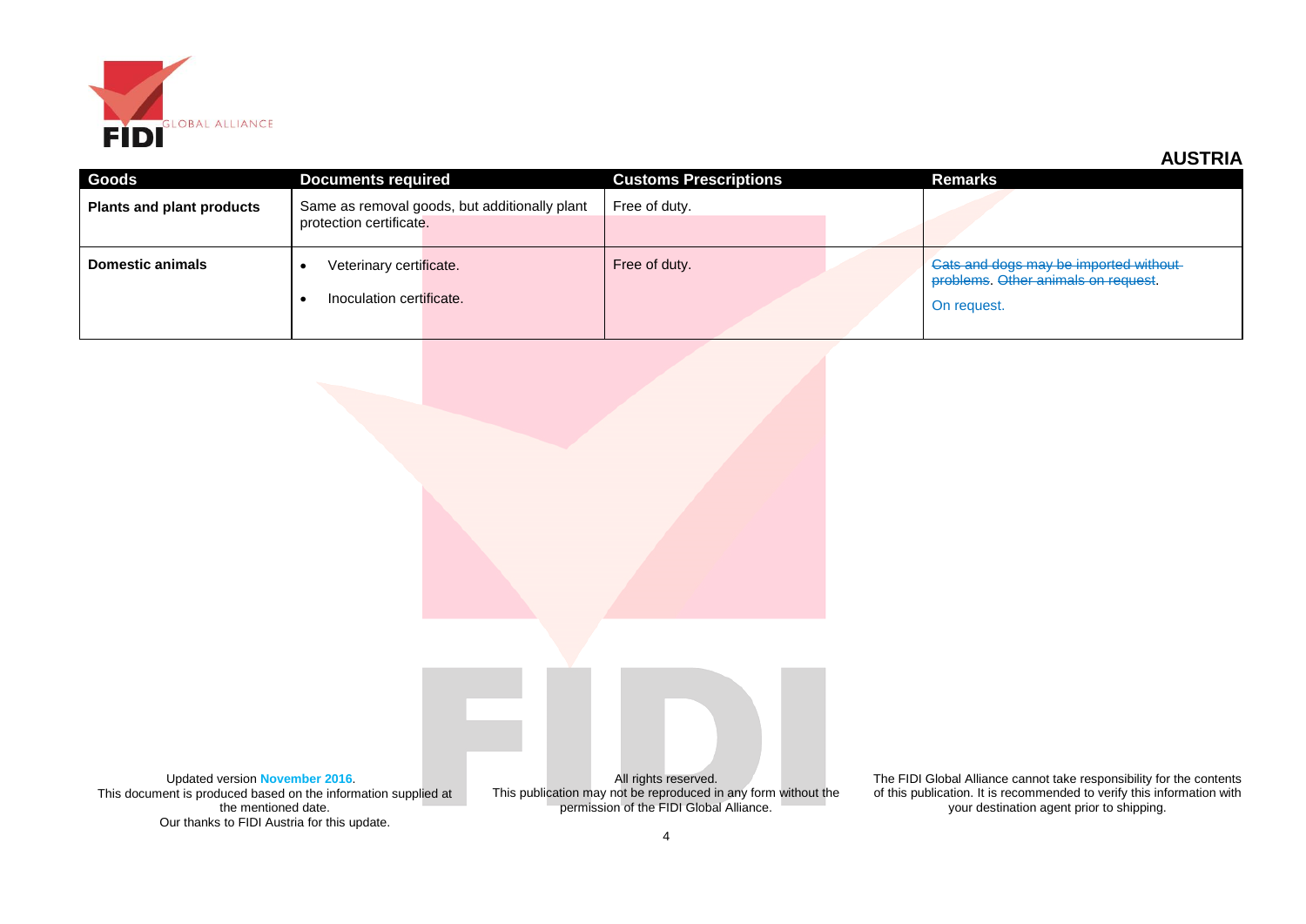## AUSTRIA

| Goods | Documents required | Customs Prescriptions | Remarks |
|---|---|---|---|
| **Plants and plant products** | Same as removal goods, but additionally plant protection certificate. | Free of duty. | |
| **Domestic animals** | • Veterinary certificate.<br>• Inoculation certificate. | Free of duty. | ~~Cats and dogs may be imported without problems~~. ~~Other animals on request~~.<br>On request. |

Updated version November 2016.
This document is produced based on the information supplied at the mentioned date.
Our thanks to FIDI Austria for this update.

All rights reserved.
This publication may not be reproduced in any form without the permission of the FIDI Global Alliance.

The FIDI Global Alliance cannot take responsibility for the contents of this publication. It is recommended to verify this information with your destination agent prior to shipping.